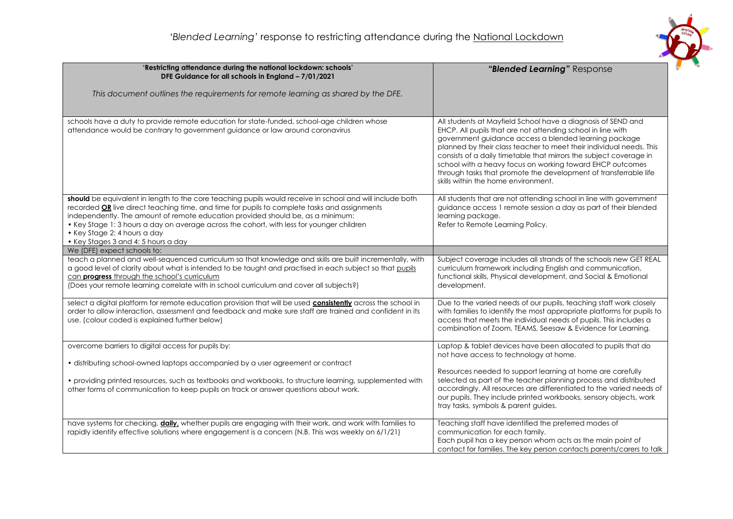# *'Blended Learning'* response to restricting attendance during the National Lockdown

| **'Restricting attendance during the national lockdown: schools' DFE Guidance for all schools in England – 7/01/2021**<br><br>*This document outlines the requirements for remote learning as shared by the DFE.* | ***"Blended Learning"* Response** |
|---|---|
| schools have a duty to provide remote education for state-funded, school-age children whose attendance would be contrary to government guidance or law around coronavirus | All students at Mayfield School have a diagnosis of SEND and EHCP. All pupils that are not attending school in line with government guidance access a blended learning package planned by their class teacher to meet their individual needs. This consists of a daily timetable that mirrors the subject coverage in school with a heavy focus on working toward EHCP outcomes through tasks that promote the development of transferrable life skills within the home environment. |
| **should** be equivalent in length to the core teaching pupils would receive in school and will include both recorded **OR** live direct teaching time, and time for pupils to complete tasks and assignments independently. The amount of remote education provided should be, as a minimum:<br>• Key Stage 1: 3 hours a day on average across the cohort, with less for younger children<br>• Key Stage 2: 4 hours a day<br>• Key Stages 3 and 4: 5 hours a day | All students that are not attending school in line with government guidance access 1 remote session a day as part of their blended learning package.<br>Refer to Remote Learning Policy. |
| We (DFE) expect schools to: | |
| teach a planned and well-sequenced curriculum so that knowledge and skills are built incrementally, with a good level of clarity about what is intended to be taught and practised in each subject so that pupils can **progress** through the school's curriculum<br>(Does your remote learning correlate with in school curriculum and cover all subjects?) | Subject coverage includes all strands of the schools new GET REAL curriculum framework including English and communication, functional skills, Physical development, and Social & Emotional development. |
| select a digital platform for remote education provision that will be used **consistently** across the school in order to allow interaction, assessment and feedback and make sure staff are trained and confident in its use. (colour coded is explained further below) | Due to the varied needs of our pupils, teaching staff work closely with families to identify the most appropriate platforms for pupils to access that meets the individual needs of pupils. This includes a combination of Zoom, TEAMS, Seesaw & Evidence for Learning. |
| overcome barriers to digital access for pupils by:<br><br>• distributing school-owned laptops accompanied by a user agreement or contract<br><br>• providing printed resources, such as textbooks and workbooks, to structure learning, supplemented with other forms of communication to keep pupils on track or answer questions about work. | Laptop & tablet devices have been allocated to pupils that do not have access to technology at home.<br><br>Resources needed to support learning at home are carefully selected as part of the teacher planning process and distributed accordingly. All resources are differentiated to the varied needs of our pupils. They include printed workbooks, sensory objects, work tray tasks, symbols & parent guides. |
| have systems for checking, **daily**, whether pupils are engaging with their work, and work with families to rapidly identify effective solutions where engagement is a concern (N.B. This was weekly on 6/1/21) | Teaching staff have identified the preferred modes of communication for each family.<br>Each pupil has a key person whom acts as the main point of contact for families. The key person contacts parents/carers to talk |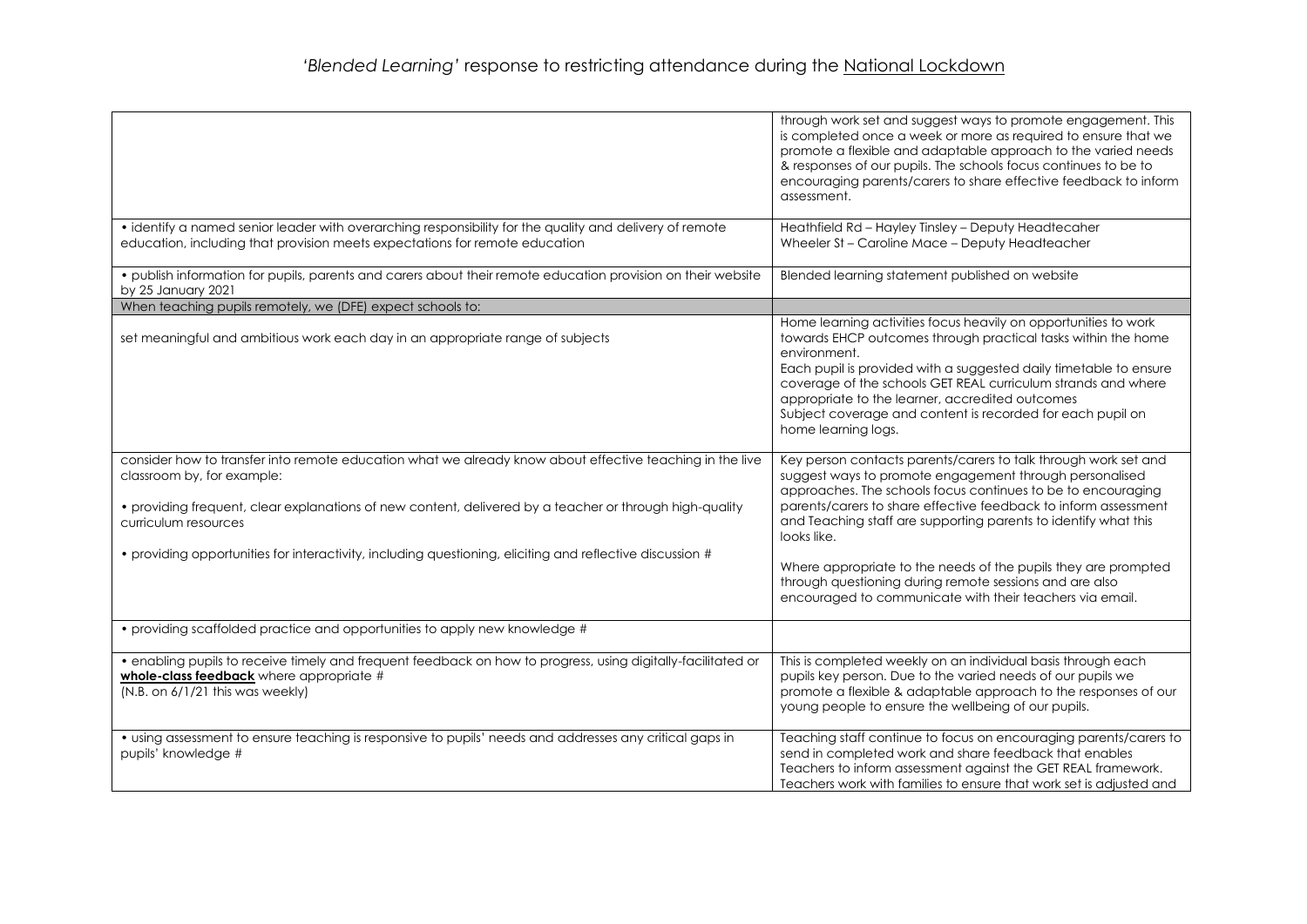# *'Blended Learning'* response to restricting attendance during the National Lockdown

| | |
|---|---|
| | through work set and suggest ways to promote engagement. This is completed once a week or more as required to ensure that we promote a flexible and adaptable approach to the varied needs & responses of our pupils. The schools focus continues to be to encouraging parents/carers to share effective feedback to inform assessment. |
| • identify a named senior leader with overarching responsibility for the quality and delivery of remote education, including that provision meets expectations for remote education | Heathfield Rd – Hayley Tinsley – Deputy Headtecaher<br>Wheeler St – Caroline Mace – Deputy Headteacher |
| • publish information for pupils, parents and carers about their remote education provision on their website by 25 January 2021 | Blended learning statement published on website |
| When teaching pupils remotely, we (DFE) expect schools to: | |
| set meaningful and ambitious work each day in an appropriate range of subjects | Home learning activities focus heavily on opportunities to work towards EHCP outcomes through practical tasks within the home environment.<br>Each pupil is provided with a suggested daily timetable to ensure coverage of the schools GET REAL curriculum strands and where appropriate to the learner, accredited outcomes<br>Subject coverage and content is recorded for each pupil on home learning logs. |
| consider how to transfer into remote education what we already know about effective teaching in the live classroom by, for example:<br><br>• providing frequent, clear explanations of new content, delivered by a teacher or through high-quality curriculum resources<br><br>• providing opportunities for interactivity, including questioning, eliciting and reflective discussion # | Key person contacts parents/carers to talk through work set and suggest ways to promote engagement through personalised approaches. The schools focus continues to be to encouraging parents/carers to share effective feedback to inform assessment and Teaching staff are supporting parents to identify what this looks like.<br><br>Where appropriate to the needs of the pupils they are prompted through questioning during remote sessions and are also encouraged to communicate with their teachers via email. |
| • providing scaffolded practice and opportunities to apply new knowledge # | |
| • enabling pupils to receive timely and frequent feedback on how to progress, using digitally-facilitated or **whole-class feedback** where appropriate #<br>(N.B. on 6/1/21 this was weekly) | This is completed weekly on an individual basis through each pupils key person. Due to the varied needs of our pupils we promote a flexible & adaptable approach to the responses of our young people to ensure the wellbeing of our pupils. |
| • using assessment to ensure teaching is responsive to pupils' needs and addresses any critical gaps in pupils' knowledge # | Teaching staff continue to focus on encouraging parents/carers to send in completed work and share feedback that enables Teachers to inform assessment against the GET REAL framework. Teachers work with families to ensure that work set is adjusted and |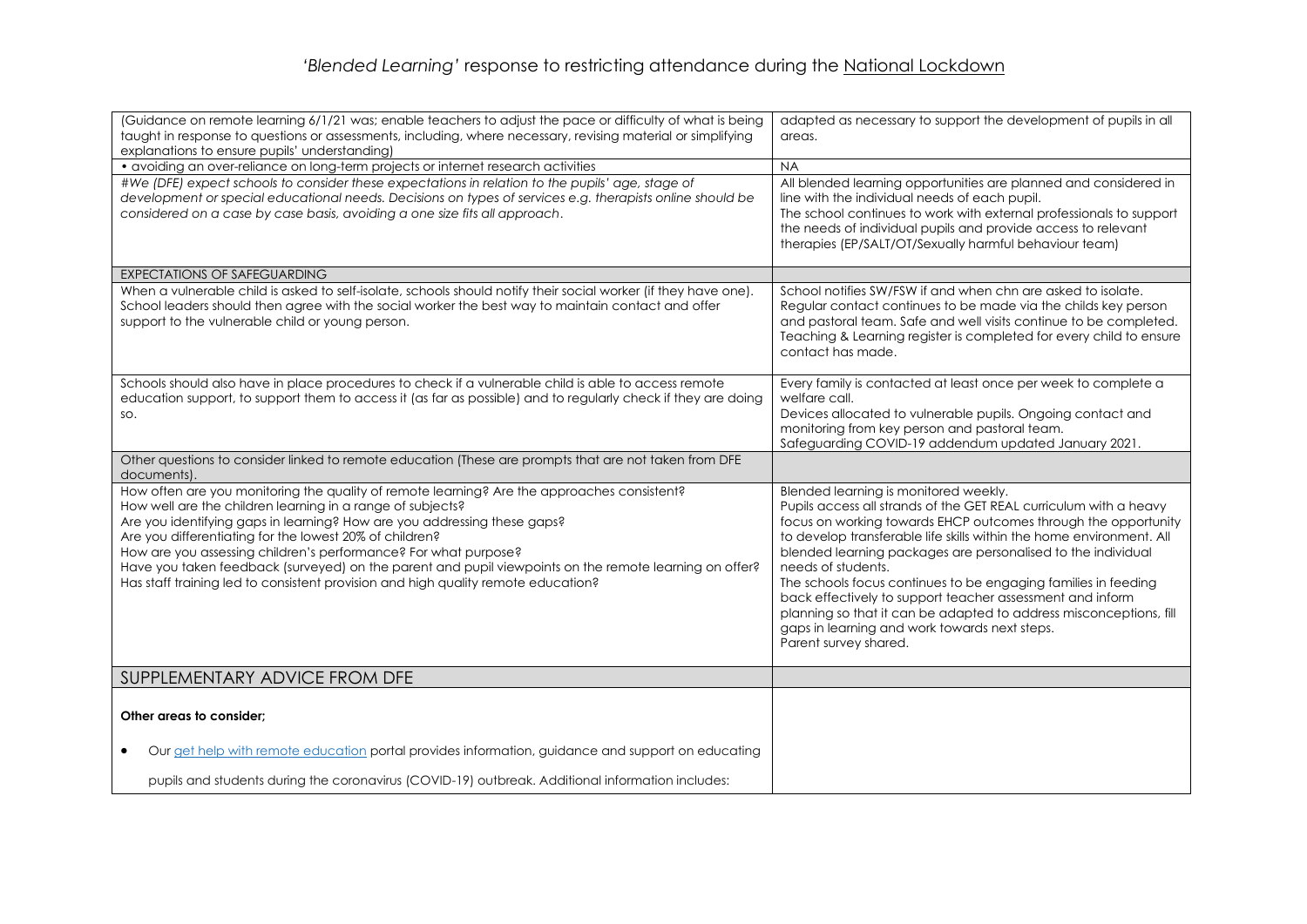# *'Blended Learning'* response to restricting attendance during the National Lockdown

| | |
|---|---|
| (Guidance on remote learning 6/1/21 was; enable teachers to adjust the pace or difficulty of what is being taught in response to questions or assessments, including, where necessary, revising material or simplifying explanations to ensure pupils' understanding) | adapted as necessary to support the development of pupils in all areas. |
| • avoiding an over-reliance on long-term projects or internet research activities | NA |
| *#We (DFE) expect schools to consider these expectations in relation to the pupils' age, stage of development or special educational needs. Decisions on types of services e.g. therapists online should be considered on a case by case basis, avoiding a one size fits all approach.* | All blended learning opportunities are planned and considered in line with the individual needs of each pupil.<br>The school continues to work with external professionals to support the needs of individual pupils and provide access to relevant therapies (EP/SALT/OT/Sexually harmful behaviour team) |
| EXPECTATIONS OF SAFEGUARDING | |
| When a vulnerable child is asked to self-isolate, schools should notify their social worker (if they have one). School leaders should then agree with the social worker the best way to maintain contact and offer support to the vulnerable child or young person. | School notifies SW/FSW if and when chn are asked to isolate.<br>Regular contact continues to be made via the childs key person and pastoral team. Safe and well visits continue to be completed. Teaching & Learning register is completed for every child to ensure contact has made. |
| Schools should also have in place procedures to check if a vulnerable child is able to access remote education support, to support them to access it (as far as possible) and to regularly check if they are doing so. | Every family is contacted at least once per week to complete a welfare call.<br>Devices allocated to vulnerable pupils. Ongoing contact and monitoring from key person and pastoral team.<br>Safeguarding COVID-19 addendum updated January 2021. |
| Other questions to consider linked to remote education (These are prompts that are not taken from DFE documents). | |
| How often are you monitoring the quality of remote learning? Are the approaches consistent?<br>How well are the children learning in a range of subjects?<br>Are you identifying gaps in learning? How are you addressing these gaps?<br>Are you differentiating for the lowest 20% of children?<br>How are you assessing children's performance? For what purpose?<br>Have you taken feedback (surveyed) on the parent and pupil viewpoints on the remote learning on offer?<br>Has staff training led to consistent provision and high quality remote education? | Blended learning is monitored weekly.<br>Pupils access all strands of the GET REAL curriculum with a heavy focus on working towards EHCP outcomes through the opportunity to develop transferable life skills within the home environment. All blended learning packages are personalised to the individual needs of students.<br>The schools focus continues to be engaging families in feeding back effectively to support teacher assessment and inform planning so that it can be adapted to address misconceptions, fill gaps in learning and work towards next steps.<br>Parent survey shared. |
| SUPPLEMENTARY ADVICE FROM DFE | |
| **Other areas to consider;**<br><br>• Our get help with remote education portal provides information, guidance and support on educating pupils and students during the coronavirus (COVID-19) outbreak. Additional information includes: | |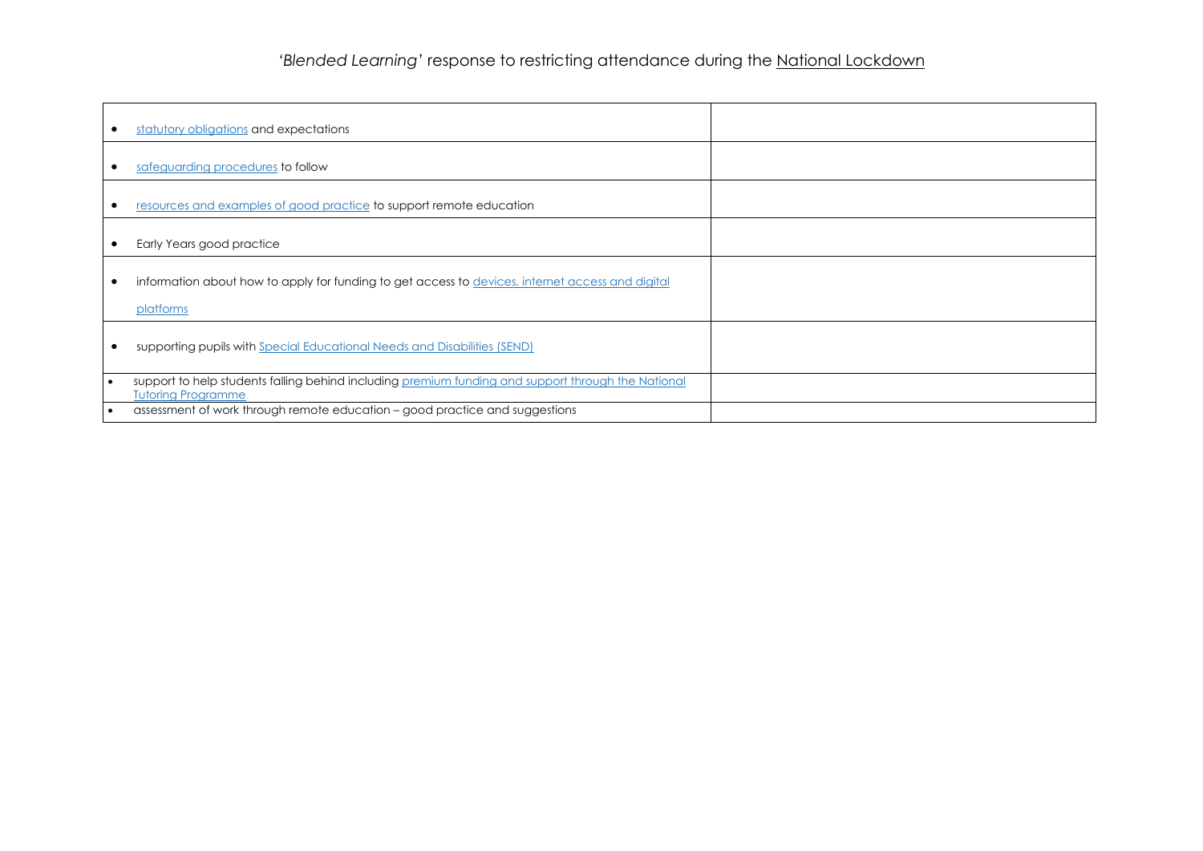# *'Blended Learning'* response to restricting attendance during the National Lockdown

| | |
|---|---|
| • statutory obligations and expectations | |
| • safeguarding procedures to follow | |
| • resources and examples of good practice to support remote education | |
| • Early Years good practice | |
| • information about how to apply for funding to get access to devices, internet access and digital platforms | |
| • supporting pupils with Special Educational Needs and Disabilities (SEND) | |
| • support to help students falling behind including premium funding and support through the National Tutoring Programme | |
| • assessment of work through remote education – good practice and suggestions | |